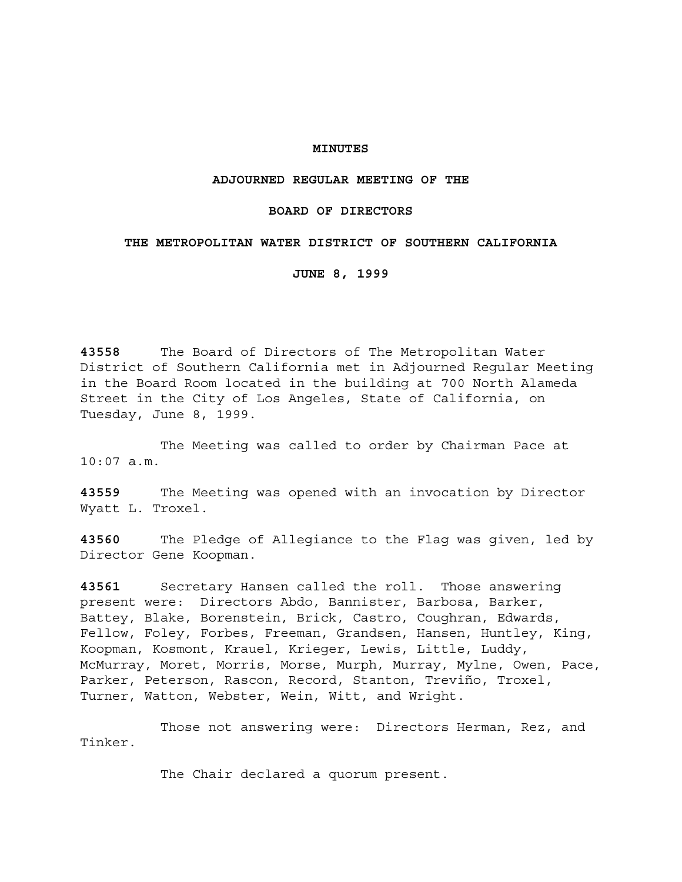# MINUTES

## ADJOURNED REGULAR MEETING OF THE

## BOARD OF DIRECTORS

## THE METROPOLITAN WATER DISTRICT OF SOUTHERN CALIFORNIA

## JUNE 8, 1999

**43558** The Board of Directors of The Metropolitan Water District of Southern California met in Adjourned Regular Meeting in the Board Room located in the building at 700 North Alameda Street in the City of Los Angeles, State of California, on Tuesday, June 8, 1999.

The Meeting was called to order by Chairman Pace at 10:07 a.m.

**43559** The Meeting was opened with an invocation by Director Wyatt L. Troxel.

**43560** The Pledge of Allegiance to the Flag was given, led by Director Gene Koopman.

**43561** Secretary Hansen called the roll. Those answering present were: Directors Abdo, Bannister, Barbosa, Barker, Battey, Blake, Borenstein, Brick, Castro, Coughran, Edwards, Fellow, Foley, Forbes, Freeman, Grandsen, Hansen, Huntley, King, Koopman, Kosmont, Krauel, Krieger, Lewis, Little, Luddy, McMurray, Moret, Morris, Morse, Murph, Murray, Mylne, Owen, Pace, Parker, Peterson, Rascon, Record, Stanton, Treviño, Troxel, Turner, Watton, Webster, Wein, Witt, and Wright.

Those not answering were: Directors Herman, Rez, and Tinker.

The Chair declared a quorum present.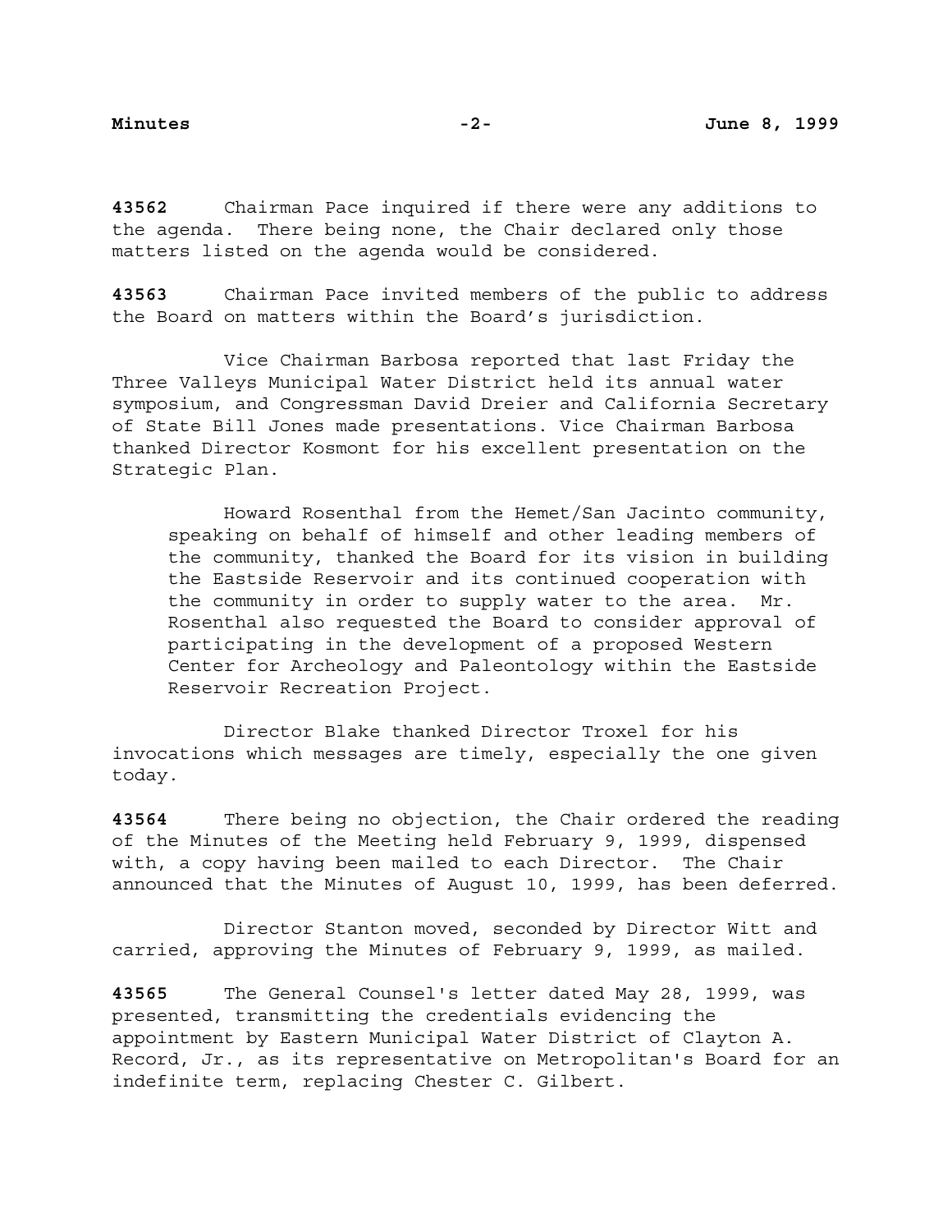**43562** Chairman Pace inquired if there were any additions to the agenda. There being none, the Chair declared only those matters listed on the agenda would be considered.

**43563** Chairman Pace invited members of the public to address the Board on matters within the Board's jurisdiction.

Vice Chairman Barbosa reported that last Friday the Three Valleys Municipal Water District held its annual water symposium, and Congressman David Dreier and California Secretary of State Bill Jones made presentations. Vice Chairman Barbosa thanked Director Kosmont for his excellent presentation on the Strategic Plan.

> Howard Rosenthal from the Hemet/San Jacinto community, speaking on behalf of himself and other leading members of the community, thanked the Board for its vision in building the Eastside Reservoir and its continued cooperation with the community in order to supply water to the area. Mr. Rosenthal also requested the Board to consider approval of participating in the development of a proposed Western Center for Archeology and Paleontology within the Eastside Reservoir Recreation Project.

Director Blake thanked Director Troxel for his invocations which messages are timely, especially the one given today.

**43564** There being no objection, the Chair ordered the reading of the Minutes of the Meeting held February 9, 1999, dispensed with, a copy having been mailed to each Director. The Chair announced that the Minutes of August 10, 1999, has been deferred.

Director Stanton moved, seconded by Director Witt and carried, approving the Minutes of February 9, 1999, as mailed.

**43565** The General Counsel's letter dated May 28, 1999, was presented, transmitting the credentials evidencing the appointment by Eastern Municipal Water District of Clayton A. Record, Jr., as its representative on Metropolitan's Board for an indefinite term, replacing Chester C. Gilbert.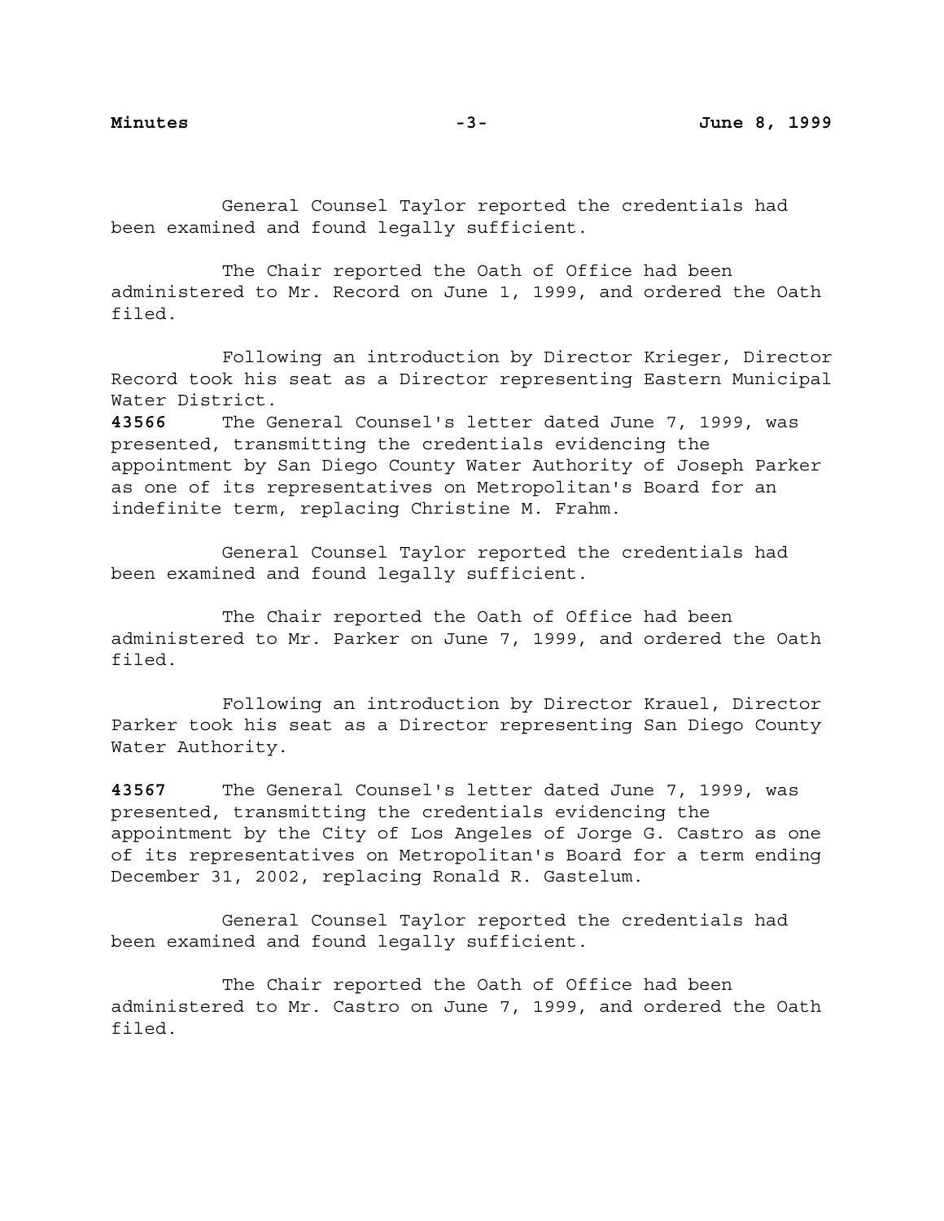General Counsel Taylor reported the credentials had been examined and found legally sufficient.

The Chair reported the Oath of Office had been administered to Mr. Record on June 1, 1999, and ordered the Oath filed.

Following an introduction by Director Krieger, Director Record took his seat as a Director representing Eastern Municipal Water District.

**43566** The General Counsel's letter dated June 7, 1999, was presented, transmitting the credentials evidencing the appointment by San Diego County Water Authority of Joseph Parker as one of its representatives on Metropolitan's Board for an indefinite term, replacing Christine M. Frahm.

General Counsel Taylor reported the credentials had been examined and found legally sufficient.

The Chair reported the Oath of Office had been administered to Mr. Parker on June 7, 1999, and ordered the Oath filed.

Following an introduction by Director Krauel, Director Parker took his seat as a Director representing San Diego County Water Authority.

**43567** The General Counsel's letter dated June 7, 1999, was presented, transmitting the credentials evidencing the appointment by the City of Los Angeles of Jorge G. Castro as one of its representatives on Metropolitan's Board for a term ending December 31, 2002, replacing Ronald R. Gastelum.

General Counsel Taylor reported the credentials had been examined and found legally sufficient.

The Chair reported the Oath of Office had been administered to Mr. Castro on June 7, 1999, and ordered the Oath filed.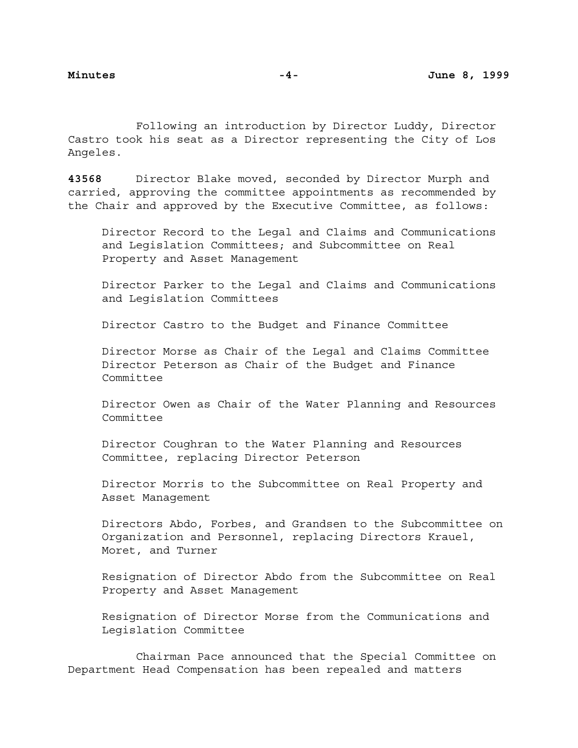Following an introduction by Director Luddy, Director Castro took his seat as a Director representing the City of Los Angeles.

**43568** Director Blake moved, seconded by Director Murph and carried, approving the committee appointments as recommended by the Chair and approved by the Executive Committee, as follows:

Director Record to the Legal and Claims and Communications and Legislation Committees; and Subcommittee on Real Property and Asset Management

Director Parker to the Legal and Claims and Communications and Legislation Committees

Director Castro to the Budget and Finance Committee

Director Morse as Chair of the Legal and Claims Committee
Director Peterson as Chair of the Budget and Finance Committee

Director Owen as Chair of the Water Planning and Resources Committee

Director Coughran to the Water Planning and Resources Committee, replacing Director Peterson

Director Morris to the Subcommittee on Real Property and Asset Management

Directors Abdo, Forbes, and Grandsen to the Subcommittee on Organization and Personnel, replacing Directors Krauel, Moret, and Turner

Resignation of Director Abdo from the Subcommittee on Real Property and Asset Management

Resignation of Director Morse from the Communications and Legislation Committee

Chairman Pace announced that the Special Committee on Department Head Compensation has been repealed and matters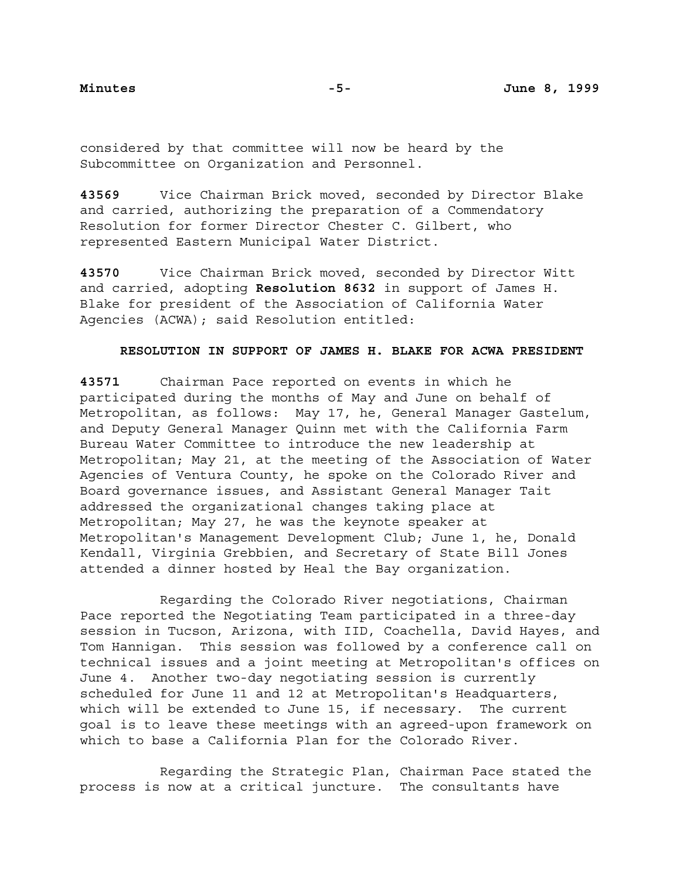considered by that committee will now be heard by the Subcommittee on Organization and Personnel.

**43569** Vice Chairman Brick moved, seconded by Director Blake and carried, authorizing the preparation of a Commendatory Resolution for former Director Chester C. Gilbert, who represented Eastern Municipal Water District.

**43570** Vice Chairman Brick moved, seconded by Director Witt and carried, adopting **Resolution 8632** in support of James H. Blake for president of the Association of California Water Agencies (ACWA); said Resolution entitled:

**RESOLUTION IN SUPPORT OF JAMES H. BLAKE FOR ACWA PRESIDENT**

**43571** Chairman Pace reported on events in which he participated during the months of May and June on behalf of Metropolitan, as follows: May 17, he, General Manager Gastelum, and Deputy General Manager Quinn met with the California Farm Bureau Water Committee to introduce the new leadership at Metropolitan; May 21, at the meeting of the Association of Water Agencies of Ventura County, he spoke on the Colorado River and Board governance issues, and Assistant General Manager Tait addressed the organizational changes taking place at Metropolitan; May 27, he was the keynote speaker at Metropolitan's Management Development Club; June 1, he, Donald Kendall, Virginia Grebbien, and Secretary of State Bill Jones attended a dinner hosted by Heal the Bay organization.

Regarding the Colorado River negotiations, Chairman Pace reported the Negotiating Team participated in a three-day session in Tucson, Arizona, with IID, Coachella, David Hayes, and Tom Hannigan. This session was followed by a conference call on technical issues and a joint meeting at Metropolitan's offices on June 4. Another two-day negotiating session is currently scheduled for June 11 and 12 at Metropolitan's Headquarters, which will be extended to June 15, if necessary. The current goal is to leave these meetings with an agreed-upon framework on which to base a California Plan for the Colorado River.

Regarding the Strategic Plan, Chairman Pace stated the process is now at a critical juncture. The consultants have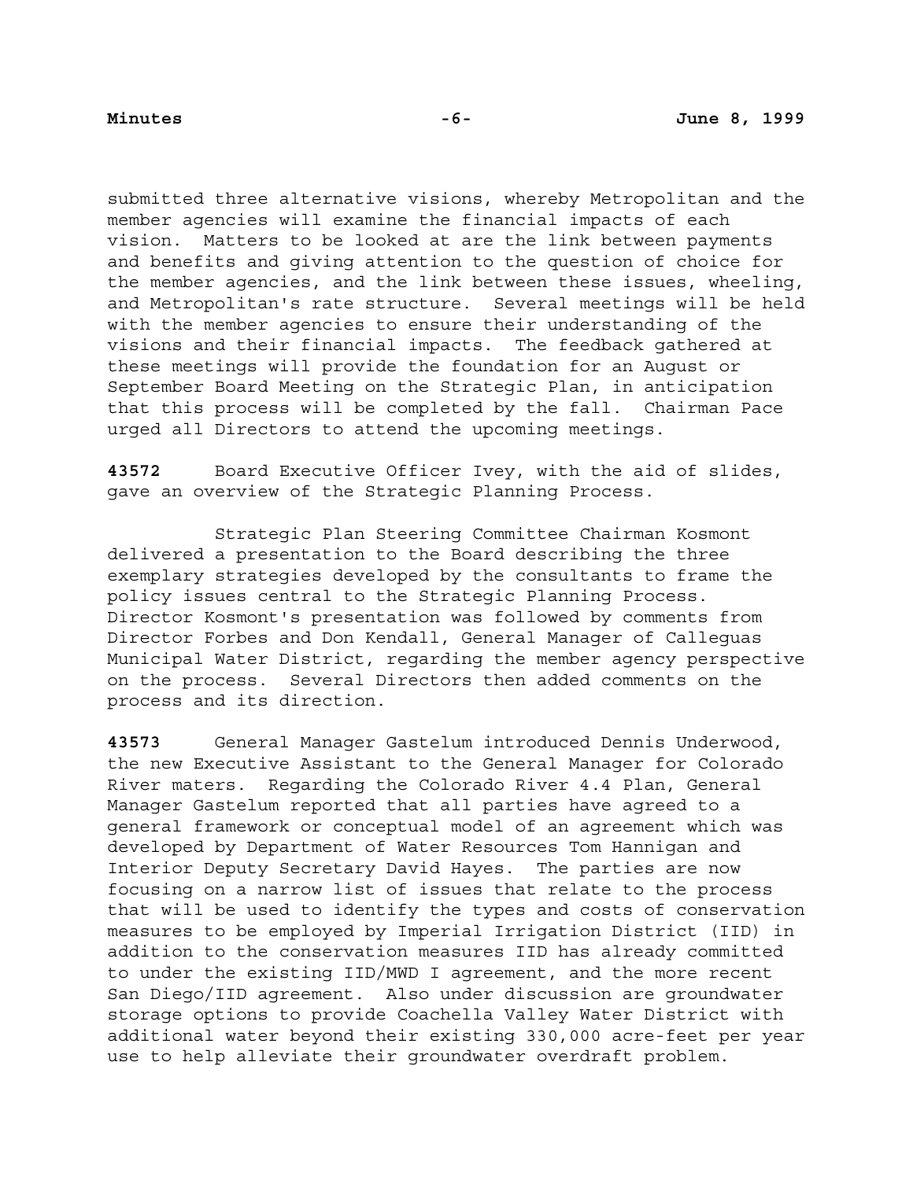submitted three alternative visions, whereby Metropolitan and the member agencies will examine the financial impacts of each vision. Matters to be looked at are the link between payments and benefits and giving attention to the question of choice for the member agencies, and the link between these issues, wheeling, and Metropolitan's rate structure. Several meetings will be held with the member agencies to ensure their understanding of the visions and their financial impacts. The feedback gathered at these meetings will provide the foundation for an August or September Board Meeting on the Strategic Plan, in anticipation that this process will be completed by the fall. Chairman Pace urged all Directors to attend the upcoming meetings.

**43572** Board Executive Officer Ivey, with the aid of slides, gave an overview of the Strategic Planning Process.

Strategic Plan Steering Committee Chairman Kosmont delivered a presentation to the Board describing the three exemplary strategies developed by the consultants to frame the policy issues central to the Strategic Planning Process. Director Kosmont's presentation was followed by comments from Director Forbes and Don Kendall, General Manager of Calleguas Municipal Water District, regarding the member agency perspective on the process. Several Directors then added comments on the process and its direction.

**43573** General Manager Gastelum introduced Dennis Underwood, the new Executive Assistant to the General Manager for Colorado River maters. Regarding the Colorado River 4.4 Plan, General Manager Gastelum reported that all parties have agreed to a general framework or conceptual model of an agreement which was developed by Department of Water Resources Tom Hannigan and Interior Deputy Secretary David Hayes. The parties are now focusing on a narrow list of issues that relate to the process that will be used to identify the types and costs of conservation measures to be employed by Imperial Irrigation District (IID) in addition to the conservation measures IID has already committed to under the existing IID/MWD I agreement, and the more recent San Diego/IID agreement. Also under discussion are groundwater storage options to provide Coachella Valley Water District with additional water beyond their existing 330,000 acre-feet per year use to help alleviate their groundwater overdraft problem.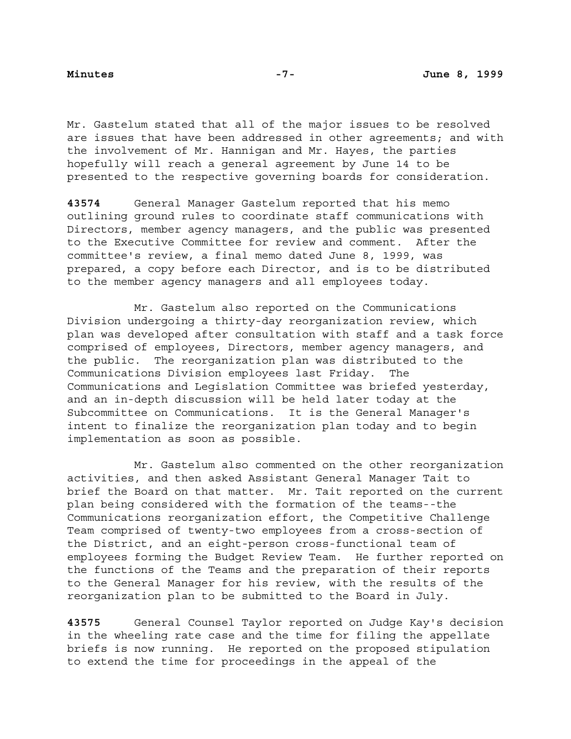Mr. Gastelum stated that all of the major issues to be resolved are issues that have been addressed in other agreements; and with the involvement of Mr. Hannigan and Mr. Hayes, the parties hopefully will reach a general agreement by June 14 to be presented to the respective governing boards for consideration.

**43574** General Manager Gastelum reported that his memo outlining ground rules to coordinate staff communications with Directors, member agency managers, and the public was presented to the Executive Committee for review and comment. After the committee's review, a final memo dated June 8, 1999, was prepared, a copy before each Director, and is to be distributed to the member agency managers and all employees today.

Mr. Gastelum also reported on the Communications Division undergoing a thirty-day reorganization review, which plan was developed after consultation with staff and a task force comprised of employees, Directors, member agency managers, and the public. The reorganization plan was distributed to the Communications Division employees last Friday. The Communications and Legislation Committee was briefed yesterday, and an in-depth discussion will be held later today at the Subcommittee on Communications. It is the General Manager's intent to finalize the reorganization plan today and to begin implementation as soon as possible.

Mr. Gastelum also commented on the other reorganization activities, and then asked Assistant General Manager Tait to brief the Board on that matter. Mr. Tait reported on the current plan being considered with the formation of the teams--the Communications reorganization effort, the Competitive Challenge Team comprised of twenty-two employees from a cross-section of the District, and an eight-person cross-functional team of employees forming the Budget Review Team. He further reported on the functions of the Teams and the preparation of their reports to the General Manager for his review, with the results of the reorganization plan to be submitted to the Board in July.

**43575** General Counsel Taylor reported on Judge Kay's decision in the wheeling rate case and the time for filing the appellate briefs is now running. He reported on the proposed stipulation to extend the time for proceedings in the appeal of the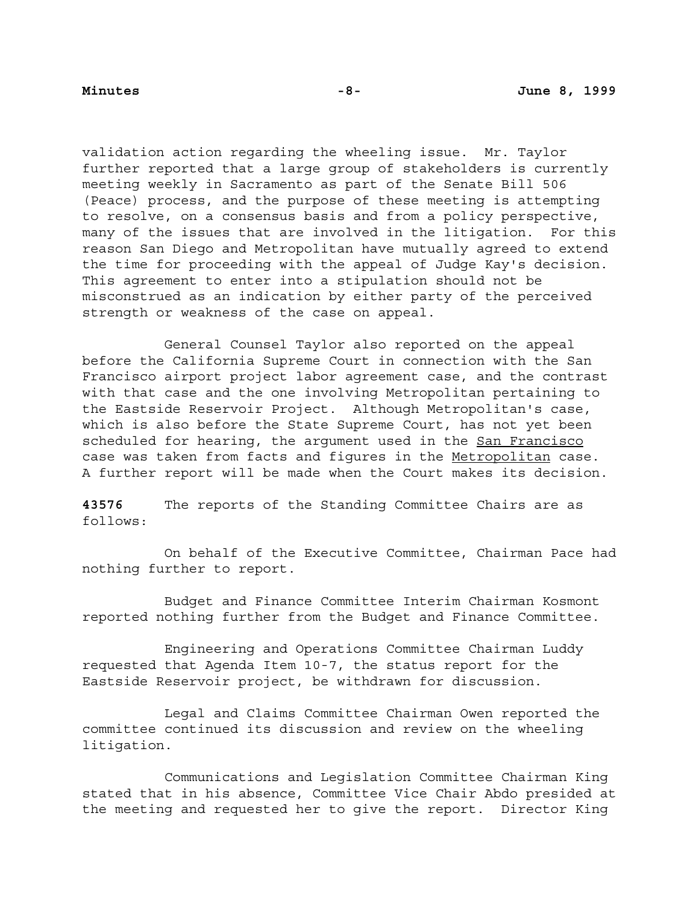validation action regarding the wheeling issue. Mr. Taylor further reported that a large group of stakeholders is currently meeting weekly in Sacramento as part of the Senate Bill 506 (Peace) process, and the purpose of these meeting is attempting to resolve, on a consensus basis and from a policy perspective, many of the issues that are involved in the litigation. For this reason San Diego and Metropolitan have mutually agreed to extend the time for proceeding with the appeal of Judge Kay's decision. This agreement to enter into a stipulation should not be misconstrued as an indication by either party of the perceived strength or weakness of the case on appeal.

General Counsel Taylor also reported on the appeal before the California Supreme Court in connection with the San Francisco airport project labor agreement case, and the contrast with that case and the one involving Metropolitan pertaining to the Eastside Reservoir Project. Although Metropolitan's case, which is also before the State Supreme Court, has not yet been scheduled for hearing, the argument used in the San Francisco case was taken from facts and figures in the Metropolitan case. A further report will be made when the Court makes its decision.

**43576** The reports of the Standing Committee Chairs are as follows:

On behalf of the Executive Committee, Chairman Pace had nothing further to report.

Budget and Finance Committee Interim Chairman Kosmont reported nothing further from the Budget and Finance Committee.

Engineering and Operations Committee Chairman Luddy requested that Agenda Item 10-7, the status report for the Eastside Reservoir project, be withdrawn for discussion.

Legal and Claims Committee Chairman Owen reported the committee continued its discussion and review on the wheeling litigation.

Communications and Legislation Committee Chairman King stated that in his absence, Committee Vice Chair Abdo presided at the meeting and requested her to give the report. Director King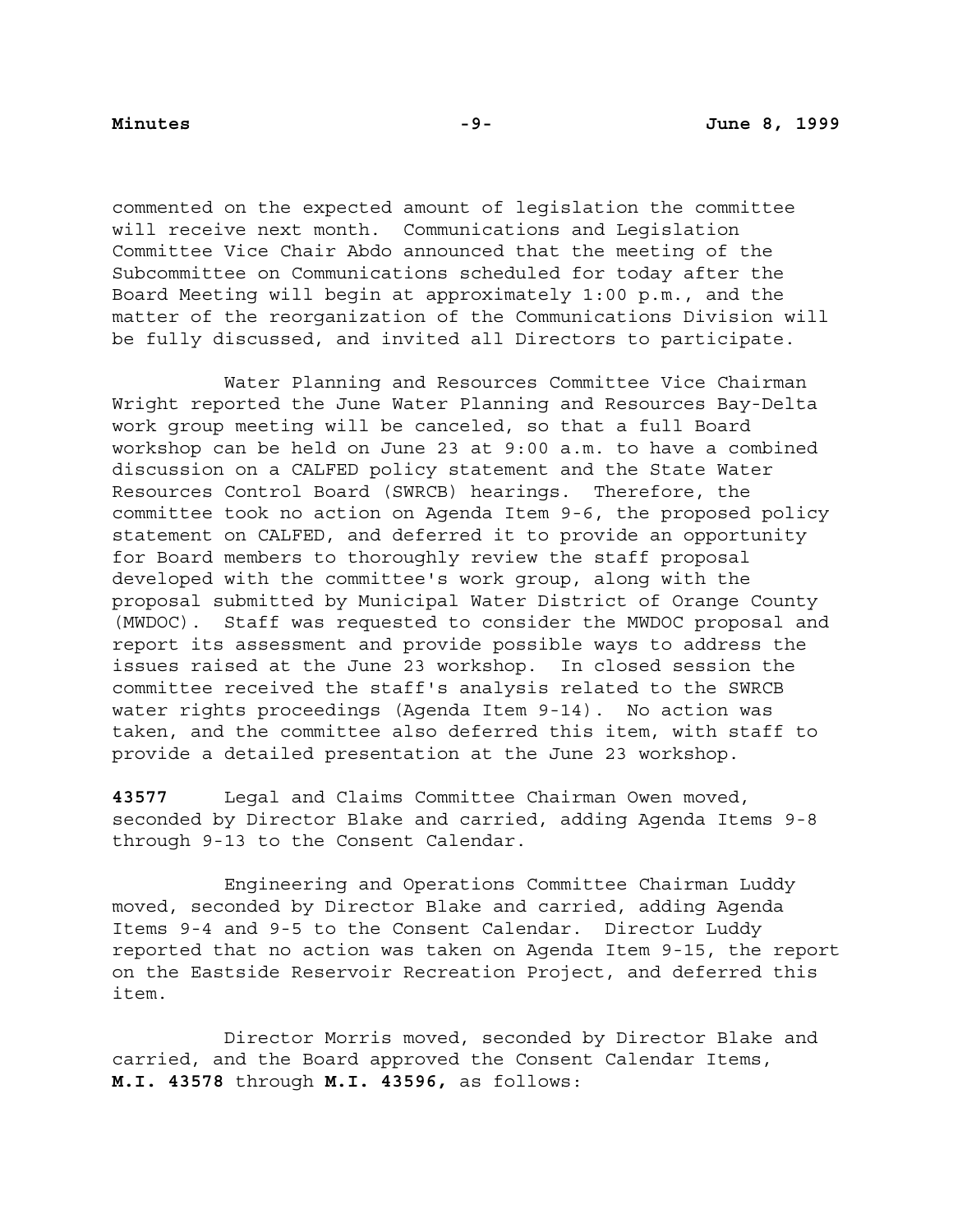commented on the expected amount of legislation the committee will receive next month. Communications and Legislation Committee Vice Chair Abdo announced that the meeting of the Subcommittee on Communications scheduled for today after the Board Meeting will begin at approximately 1:00 p.m., and the matter of the reorganization of the Communications Division will be fully discussed, and invited all Directors to participate.

Water Planning and Resources Committee Vice Chairman Wright reported the June Water Planning and Resources Bay-Delta work group meeting will be canceled, so that a full Board workshop can be held on June 23 at 9:00 a.m. to have a combined discussion on a CALFED policy statement and the State Water Resources Control Board (SWRCB) hearings. Therefore, the committee took no action on Agenda Item 9-6, the proposed policy statement on CALFED, and deferred it to provide an opportunity for Board members to thoroughly review the staff proposal developed with the committee's work group, along with the proposal submitted by Municipal Water District of Orange County (MWDOC). Staff was requested to consider the MWDOC proposal and report its assessment and provide possible ways to address the issues raised at the June 23 workshop. In closed session the committee received the staff's analysis related to the SWRCB water rights proceedings (Agenda Item 9-14). No action was taken, and the committee also deferred this item, with staff to provide a detailed presentation at the June 23 workshop.

**43577** Legal and Claims Committee Chairman Owen moved, seconded by Director Blake and carried, adding Agenda Items 9-8 through 9-13 to the Consent Calendar.

Engineering and Operations Committee Chairman Luddy moved, seconded by Director Blake and carried, adding Agenda Items 9-4 and 9-5 to the Consent Calendar. Director Luddy reported that no action was taken on Agenda Item 9-15, the report on the Eastside Reservoir Recreation Project, and deferred this item.

Director Morris moved, seconded by Director Blake and carried, and the Board approved the Consent Calendar Items, **M.I. 43578** through **M.I. 43596,** as follows: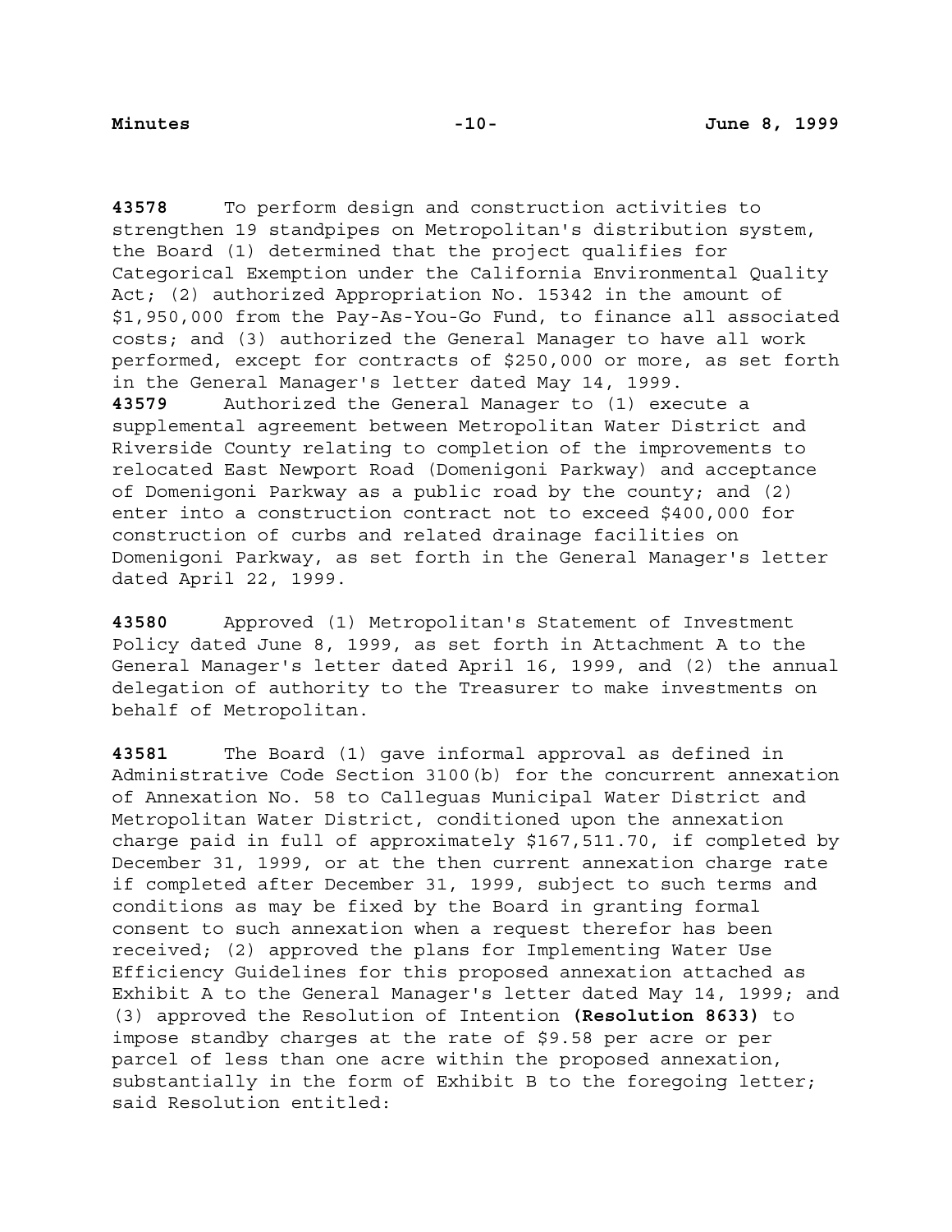**43578** To perform design and construction activities to strengthen 19 standpipes on Metropolitan's distribution system, the Board (1) determined that the project qualifies for Categorical Exemption under the California Environmental Quality Act; (2) authorized Appropriation No. 15342 in the amount of $1,950,000 from the Pay-As-You-Go Fund, to finance all associated costs; and (3) authorized the General Manager to have all work performed, except for contracts of $250,000 or more, as set forth in the General Manager's letter dated May 14, 1999.

**43579** Authorized the General Manager to (1) execute a supplemental agreement between Metropolitan Water District and Riverside County relating to completion of the improvements to relocated East Newport Road (Domenigoni Parkway) and acceptance of Domenigoni Parkway as a public road by the county; and (2) enter into a construction contract not to exceed $400,000 for construction of curbs and related drainage facilities on Domenigoni Parkway, as set forth in the General Manager's letter dated April 22, 1999.

**43580** Approved (1) Metropolitan's Statement of Investment Policy dated June 8, 1999, as set forth in Attachment A to the General Manager's letter dated April 16, 1999, and (2) the annual delegation of authority to the Treasurer to make investments on behalf of Metropolitan.

**43581** The Board (1) gave informal approval as defined in Administrative Code Section 3100(b) for the concurrent annexation of Annexation No. 58 to Calleguas Municipal Water District and Metropolitan Water District, conditioned upon the annexation charge paid in full of approximately $167,511.70, if completed by December 31, 1999, or at the then current annexation charge rate if completed after December 31, 1999, subject to such terms and conditions as may be fixed by the Board in granting formal consent to such annexation when a request therefor has been received; (2) approved the plans for Implementing Water Use Efficiency Guidelines for this proposed annexation attached as Exhibit A to the General Manager's letter dated May 14, 1999; and (3) approved the Resolution of Intention **(Resolution 8633)** to impose standby charges at the rate of $9.58 per acre or per parcel of less than one acre within the proposed annexation, substantially in the form of Exhibit B to the foregoing letter; said Resolution entitled: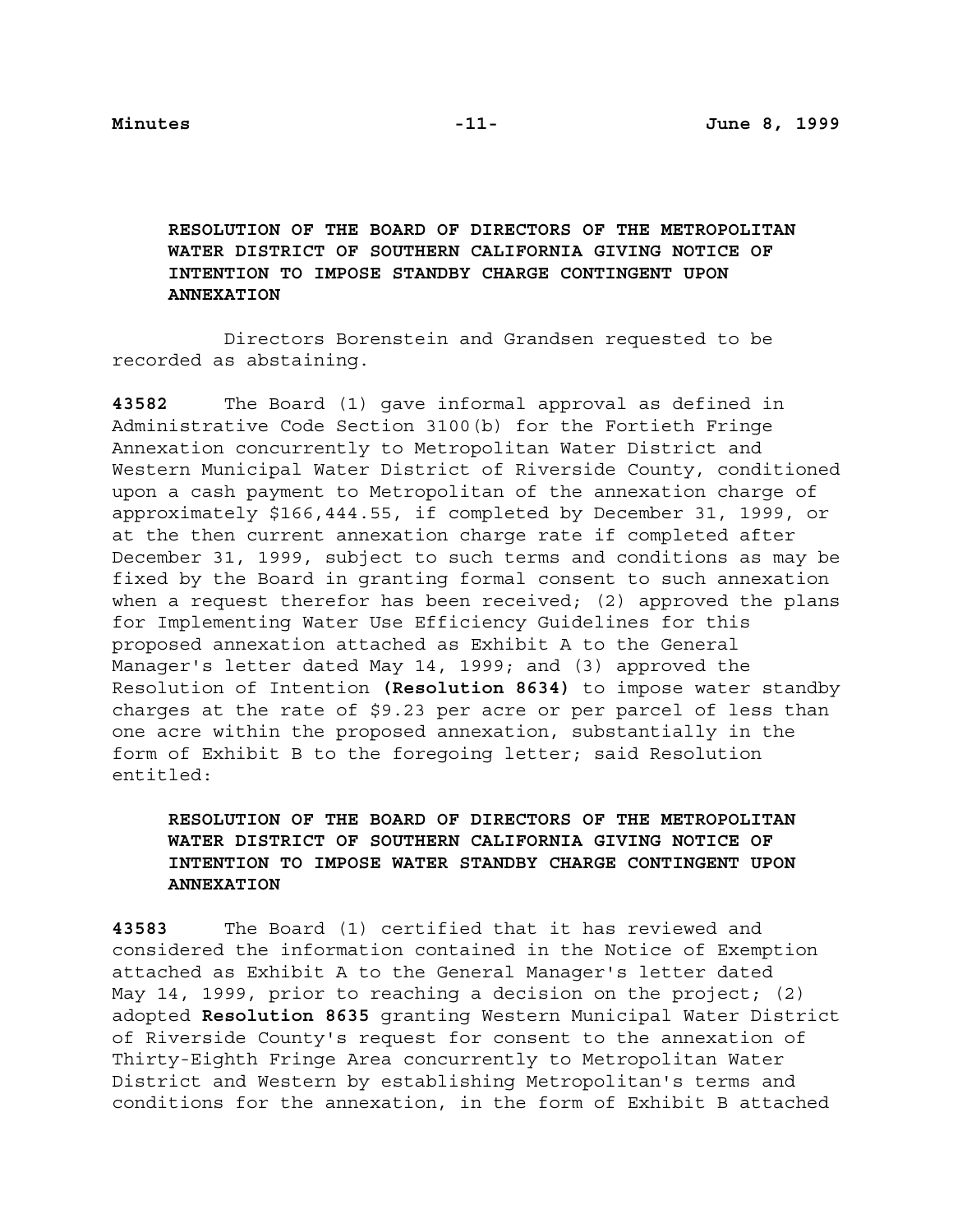**RESOLUTION OF THE BOARD OF DIRECTORS OF THE METROPOLITAN WATER DISTRICT OF SOUTHERN CALIFORNIA GIVING NOTICE OF INTENTION TO IMPOSE STANDBY CHARGE CONTINGENT UPON ANNEXATION**

Directors Borenstein and Grandsen requested to be recorded as abstaining.

**43582** The Board (1) gave informal approval as defined in Administrative Code Section 3100(b) for the Fortieth Fringe Annexation concurrently to Metropolitan Water District and Western Municipal Water District of Riverside County, conditioned upon a cash payment to Metropolitan of the annexation charge of approximately $166,444.55, if completed by December 31, 1999, or at the then current annexation charge rate if completed after December 31, 1999, subject to such terms and conditions as may be fixed by the Board in granting formal consent to such annexation when a request therefor has been received; (2) approved the plans for Implementing Water Use Efficiency Guidelines for this proposed annexation attached as Exhibit A to the General Manager's letter dated May 14, 1999; and (3) approved the Resolution of Intention **(Resolution 8634)** to impose water standby charges at the rate of $9.23 per acre or per parcel of less than one acre within the proposed annexation, substantially in the form of Exhibit B to the foregoing letter; said Resolution entitled:

**RESOLUTION OF THE BOARD OF DIRECTORS OF THE METROPOLITAN WATER DISTRICT OF SOUTHERN CALIFORNIA GIVING NOTICE OF INTENTION TO IMPOSE WATER STANDBY CHARGE CONTINGENT UPON ANNEXATION**

**43583** The Board (1) certified that it has reviewed and considered the information contained in the Notice of Exemption attached as Exhibit A to the General Manager's letter dated May 14, 1999, prior to reaching a decision on the project; (2) adopted **Resolution 8635** granting Western Municipal Water District of Riverside County's request for consent to the annexation of Thirty-Eighth Fringe Area concurrently to Metropolitan Water District and Western by establishing Metropolitan's terms and conditions for the annexation, in the form of Exhibit B attached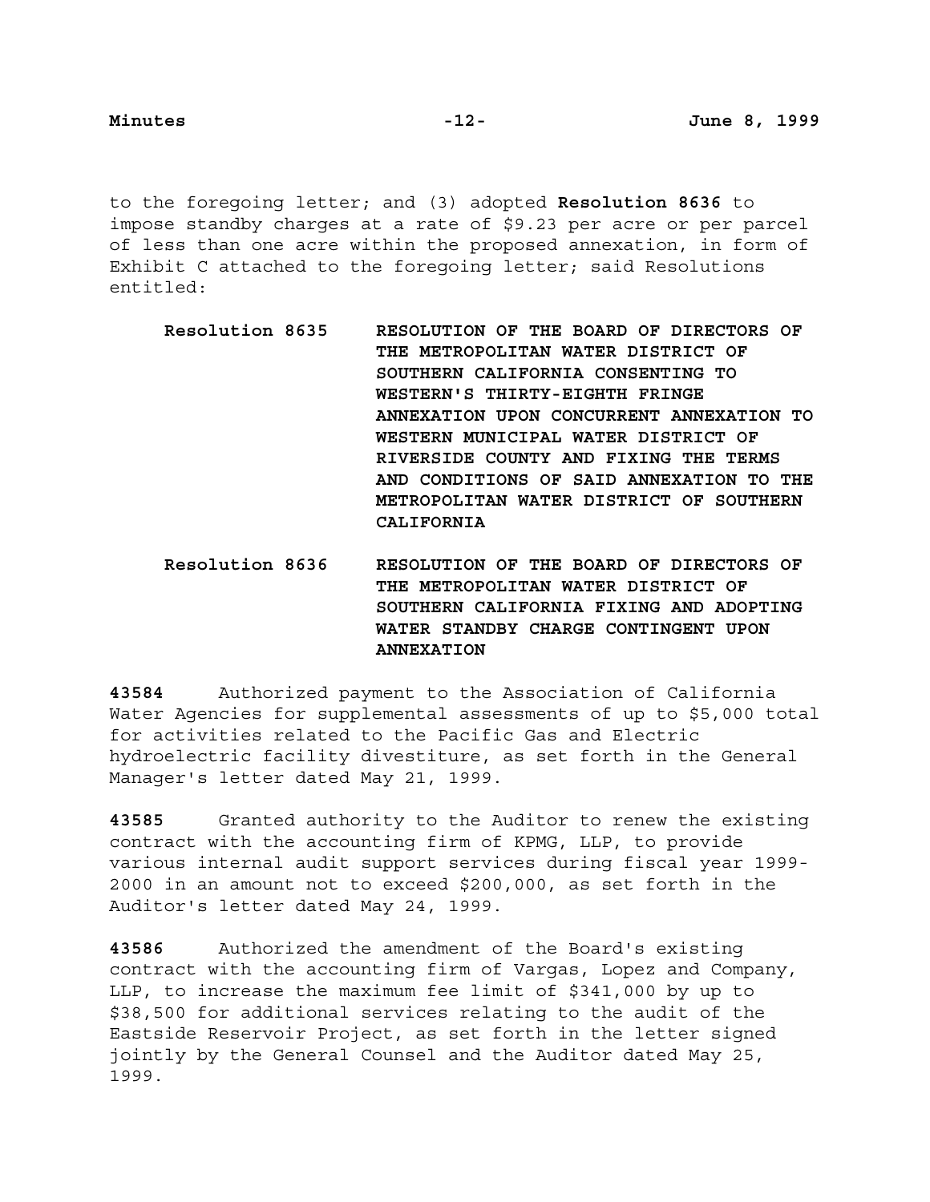to the foregoing letter; and (3) adopted **Resolution 8636** to impose standby charges at a rate of $9.23 per acre or per parcel of less than one acre within the proposed annexation, in form of Exhibit C attached to the foregoing letter; said Resolutions entitled:

**Resolution 8635** **RESOLUTION OF THE BOARD OF DIRECTORS OF THE METROPOLITAN WATER DISTRICT OF SOUTHERN CALIFORNIA CONSENTING TO WESTERN'S THIRTY-EIGHTH FRINGE ANNEXATION UPON CONCURRENT ANNEXATION TO WESTERN MUNICIPAL WATER DISTRICT OF RIVERSIDE COUNTY AND FIXING THE TERMS AND CONDITIONS OF SAID ANNEXATION TO THE METROPOLITAN WATER DISTRICT OF SOUTHERN CALIFORNIA**

**Resolution 8636** **RESOLUTION OF THE BOARD OF DIRECTORS OF THE METROPOLITAN WATER DISTRICT OF SOUTHERN CALIFORNIA FIXING AND ADOPTING WATER STANDBY CHARGE CONTINGENT UPON ANNEXATION**

**43584** Authorized payment to the Association of California Water Agencies for supplemental assessments of up to $5,000 total for activities related to the Pacific Gas and Electric hydroelectric facility divestiture, as set forth in the General Manager's letter dated May 21, 1999.

**43585** Granted authority to the Auditor to renew the existing contract with the accounting firm of KPMG, LLP, to provide various internal audit support services during fiscal year 1999-2000 in an amount not to exceed $200,000, as set forth in the Auditor's letter dated May 24, 1999.

**43586** Authorized the amendment of the Board's existing contract with the accounting firm of Vargas, Lopez and Company, LLP, to increase the maximum fee limit of $341,000 by up to $38,500 for additional services relating to the audit of the Eastside Reservoir Project, as set forth in the letter signed jointly by the General Counsel and the Auditor dated May 25, 1999.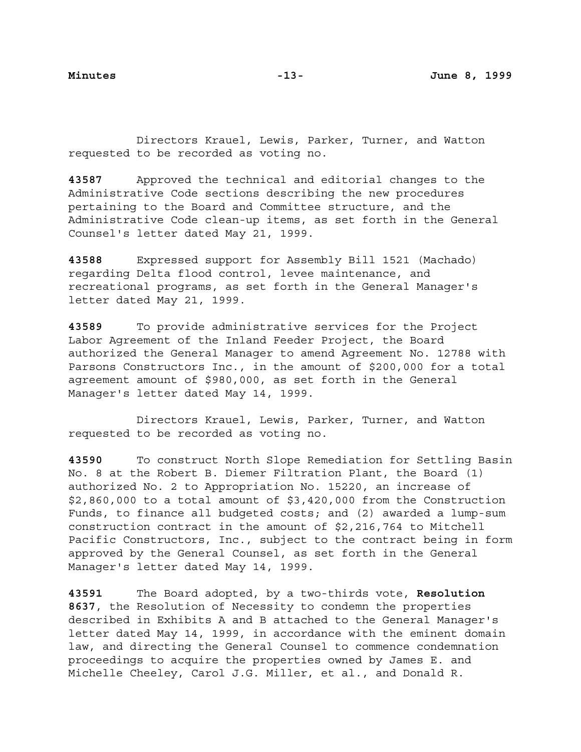Directors Krauel, Lewis, Parker, Turner, and Watton requested to be recorded as voting no.

**43587** Approved the technical and editorial changes to the Administrative Code sections describing the new procedures pertaining to the Board and Committee structure, and the Administrative Code clean-up items, as set forth in the General Counsel's letter dated May 21, 1999.

**43588** Expressed support for Assembly Bill 1521 (Machado) regarding Delta flood control, levee maintenance, and recreational programs, as set forth in the General Manager's letter dated May 21, 1999.

**43589** To provide administrative services for the Project Labor Agreement of the Inland Feeder Project, the Board authorized the General Manager to amend Agreement No. 12788 with Parsons Constructors Inc., in the amount of $200,000 for a total agreement amount of $980,000, as set forth in the General Manager's letter dated May 14, 1999.

Directors Krauel, Lewis, Parker, Turner, and Watton requested to be recorded as voting no.

**43590** To construct North Slope Remediation for Settling Basin No. 8 at the Robert B. Diemer Filtration Plant, the Board (1) authorized No. 2 to Appropriation No. 15220, an increase of $2,860,000 to a total amount of $3,420,000 from the Construction Funds, to finance all budgeted costs; and (2) awarded a lump-sum construction contract in the amount of $2,216,764 to Mitchell Pacific Constructors, Inc., subject to the contract being in form approved by the General Counsel, as set forth in the General Manager's letter dated May 14, 1999.

**43591** The Board adopted, by a two-thirds vote, **Resolution 8637**, the Resolution of Necessity to condemn the properties described in Exhibits A and B attached to the General Manager's letter dated May 14, 1999, in accordance with the eminent domain law, and directing the General Counsel to commence condemnation proceedings to acquire the properties owned by James E. and Michelle Cheeley, Carol J.G. Miller, et al., and Donald R.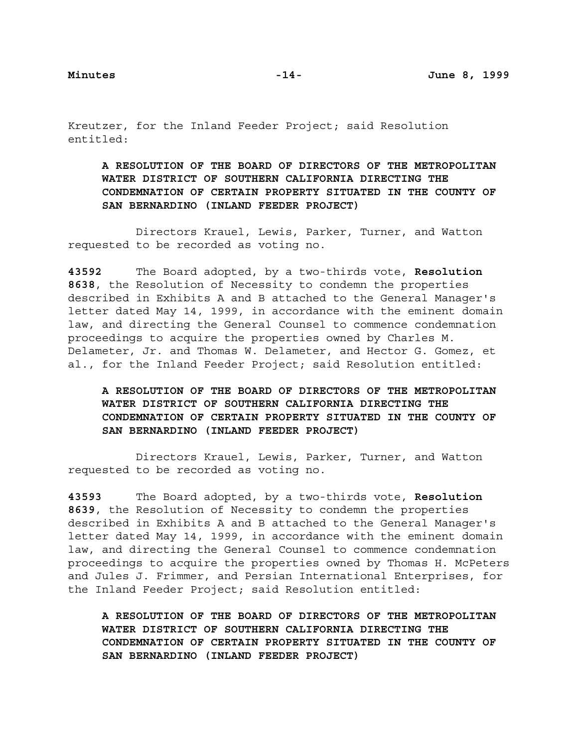Kreutzer, for the Inland Feeder Project; said Resolution entitled:

> **A RESOLUTION OF THE BOARD OF DIRECTORS OF THE METROPOLITAN WATER DISTRICT OF SOUTHERN CALIFORNIA DIRECTING THE CONDEMNATION OF CERTAIN PROPERTY SITUATED IN THE COUNTY OF SAN BERNARDINO (INLAND FEEDER PROJECT)**

Directors Krauel, Lewis, Parker, Turner, and Watton requested to be recorded as voting no.

**43592** The Board adopted, by a two-thirds vote, **Resolution 8638**, the Resolution of Necessity to condemn the properties described in Exhibits A and B attached to the General Manager's letter dated May 14, 1999, in accordance with the eminent domain law, and directing the General Counsel to commence condemnation proceedings to acquire the properties owned by Charles M. Delameter, Jr. and Thomas W. Delameter, and Hector G. Gomez, et al., for the Inland Feeder Project; said Resolution entitled:

> **A RESOLUTION OF THE BOARD OF DIRECTORS OF THE METROPOLITAN WATER DISTRICT OF SOUTHERN CALIFORNIA DIRECTING THE CONDEMNATION OF CERTAIN PROPERTY SITUATED IN THE COUNTY OF SAN BERNARDINO (INLAND FEEDER PROJECT)**

Directors Krauel, Lewis, Parker, Turner, and Watton requested to be recorded as voting no.

**43593** The Board adopted, by a two-thirds vote, **Resolution 8639**, the Resolution of Necessity to condemn the properties described in Exhibits A and B attached to the General Manager's letter dated May 14, 1999, in accordance with the eminent domain law, and directing the General Counsel to commence condemnation proceedings to acquire the properties owned by Thomas H. McPeters and Jules J. Frimmer, and Persian International Enterprises, for the Inland Feeder Project; said Resolution entitled:

> **A RESOLUTION OF THE BOARD OF DIRECTORS OF THE METROPOLITAN WATER DISTRICT OF SOUTHERN CALIFORNIA DIRECTING THE CONDEMNATION OF CERTAIN PROPERTY SITUATED IN THE COUNTY OF SAN BERNARDINO (INLAND FEEDER PROJECT)**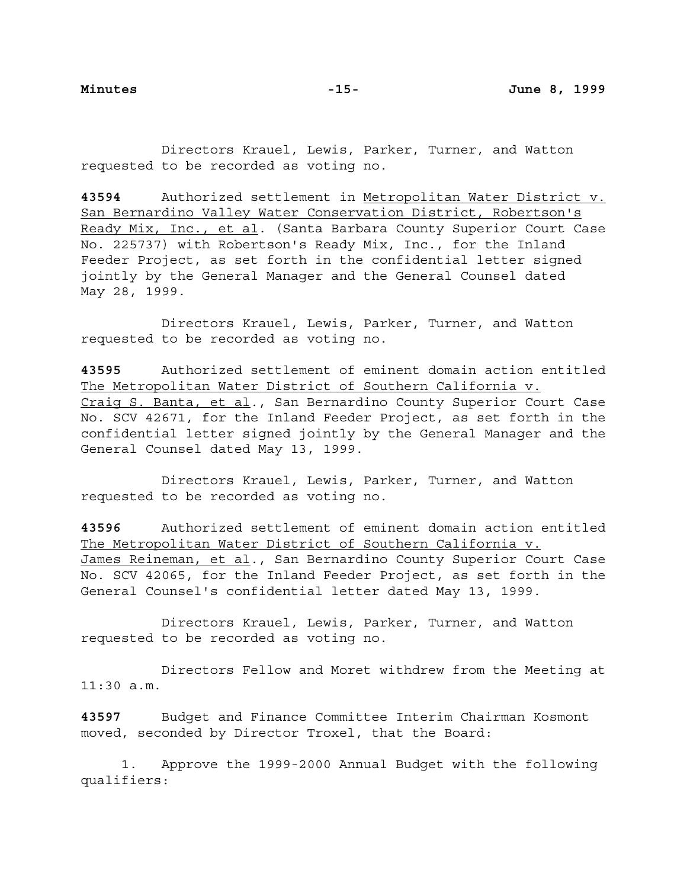Directors Krauel, Lewis, Parker, Turner, and Watton requested to be recorded as voting no.

**43594** Authorized settlement in Metropolitan Water District v. San Bernardino Valley Water Conservation District, Robertson's Ready Mix, Inc., et al. (Santa Barbara County Superior Court Case No. 225737) with Robertson's Ready Mix, Inc., for the Inland Feeder Project, as set forth in the confidential letter signed jointly by the General Manager and the General Counsel dated May 28, 1999.

Directors Krauel, Lewis, Parker, Turner, and Watton requested to be recorded as voting no.

**43595** Authorized settlement of eminent domain action entitled The Metropolitan Water District of Southern California v. Craig S. Banta, et al., San Bernardino County Superior Court Case No. SCV 42671, for the Inland Feeder Project, as set forth in the confidential letter signed jointly by the General Manager and the General Counsel dated May 13, 1999.

Directors Krauel, Lewis, Parker, Turner, and Watton requested to be recorded as voting no.

**43596** Authorized settlement of eminent domain action entitled The Metropolitan Water District of Southern California v. James Reineman, et al., San Bernardino County Superior Court Case No. SCV 42065, for the Inland Feeder Project, as set forth in the General Counsel's confidential letter dated May 13, 1999.

Directors Krauel, Lewis, Parker, Turner, and Watton requested to be recorded as voting no.

Directors Fellow and Moret withdrew from the Meeting at 11:30 a.m.

**43597** Budget and Finance Committee Interim Chairman Kosmont moved, seconded by Director Troxel, that the Board:

1. Approve the 1999-2000 Annual Budget with the following qualifiers: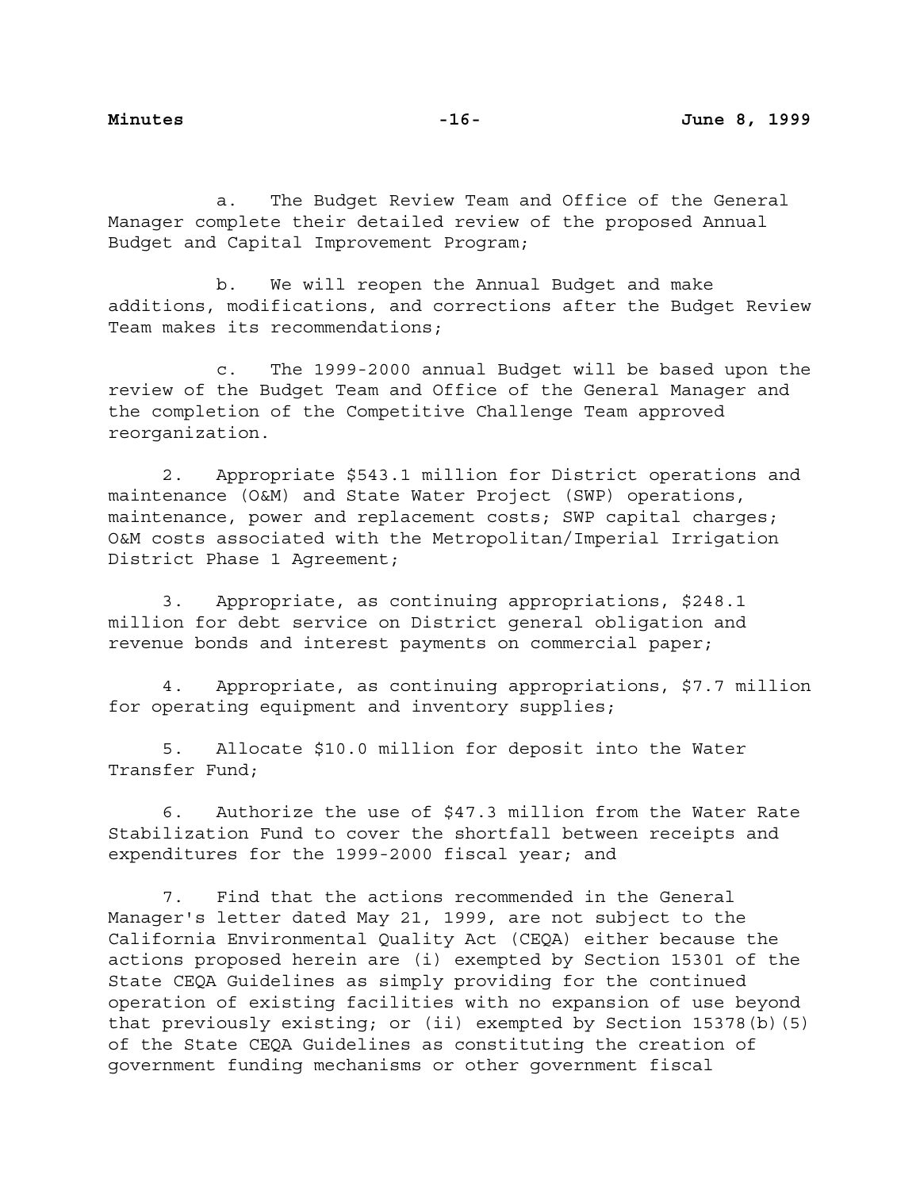a. The Budget Review Team and Office of the General Manager complete their detailed review of the proposed Annual Budget and Capital Improvement Program;

b. We will reopen the Annual Budget and make additions, modifications, and corrections after the Budget Review Team makes its recommendations;

c. The 1999-2000 annual Budget will be based upon the review of the Budget Team and Office of the General Manager and the completion of the Competitive Challenge Team approved reorganization.

2. Appropriate $543.1 million for District operations and maintenance (O&M) and State Water Project (SWP) operations, maintenance, power and replacement costs; SWP capital charges; O&M costs associated with the Metropolitan/Imperial Irrigation District Phase 1 Agreement;

3. Appropriate, as continuing appropriations, $248.1 million for debt service on District general obligation and revenue bonds and interest payments on commercial paper;

4. Appropriate, as continuing appropriations, $7.7 million for operating equipment and inventory supplies;

5. Allocate $10.0 million for deposit into the Water Transfer Fund;

6. Authorize the use of $47.3 million from the Water Rate Stabilization Fund to cover the shortfall between receipts and expenditures for the 1999-2000 fiscal year; and

7. Find that the actions recommended in the General Manager's letter dated May 21, 1999, are not subject to the California Environmental Quality Act (CEQA) either because the actions proposed herein are (i) exempted by Section 15301 of the State CEQA Guidelines as simply providing for the continued operation of existing facilities with no expansion of use beyond that previously existing; or (ii) exempted by Section 15378(b)(5) of the State CEQA Guidelines as constituting the creation of government funding mechanisms or other government fiscal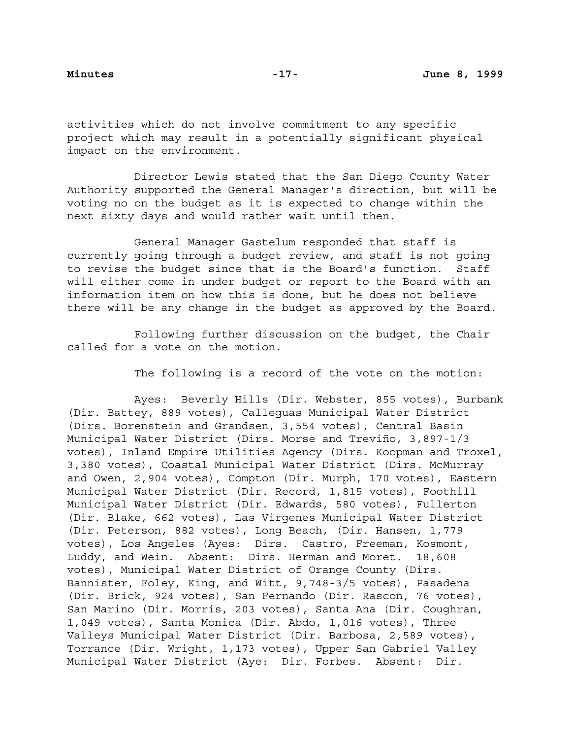activities which do not involve commitment to any specific project which may result in a potentially significant physical impact on the environment.

Director Lewis stated that the San Diego County Water Authority supported the General Manager's direction, but will be voting no on the budget as it is expected to change within the next sixty days and would rather wait until then.

General Manager Gastelum responded that staff is currently going through a budget review, and staff is not going to revise the budget since that is the Board's function. Staff will either come in under budget or report to the Board with an information item on how this is done, but he does not believe there will be any change in the budget as approved by the Board.

Following further discussion on the budget, the Chair called for a vote on the motion.

The following is a record of the vote on the motion:

Ayes: Beverly Hills (Dir. Webster, 855 votes), Burbank (Dir. Battey, 889 votes), Calleguas Municipal Water District (Dirs. Borenstein and Grandsen, 3,554 votes), Central Basin Municipal Water District (Dirs. Morse and Treviño, 3,897-1/3 votes), Inland Empire Utilities Agency (Dirs. Koopman and Troxel, 3,380 votes), Coastal Municipal Water District (Dirs. McMurray and Owen, 2,904 votes), Compton (Dir. Murph, 170 votes), Eastern Municipal Water District (Dir. Record, 1,815 votes), Foothill Municipal Water District (Dir. Edwards, 580 votes), Fullerton (Dir. Blake, 662 votes), Las Virgenes Municipal Water District (Dir. Peterson, 882 votes), Long Beach, (Dir. Hansen, 1,779 votes), Los Angeles (Ayes: Dirs. Castro, Freeman, Kosmont, Luddy, and Wein. Absent: Dirs. Herman and Moret. 18,608 votes), Municipal Water District of Orange County (Dirs. Bannister, Foley, King, and Witt, 9,748-3/5 votes), Pasadena (Dir. Brick, 924 votes), San Fernando (Dir. Rascon, 76 votes), San Marino (Dir. Morris, 203 votes), Santa Ana (Dir. Coughran, 1,049 votes), Santa Monica (Dir. Abdo, 1,016 votes), Three Valleys Municipal Water District (Dir. Barbosa, 2,589 votes), Torrance (Dir. Wright, 1,173 votes), Upper San Gabriel Valley Municipal Water District (Aye: Dir. Forbes. Absent: Dir.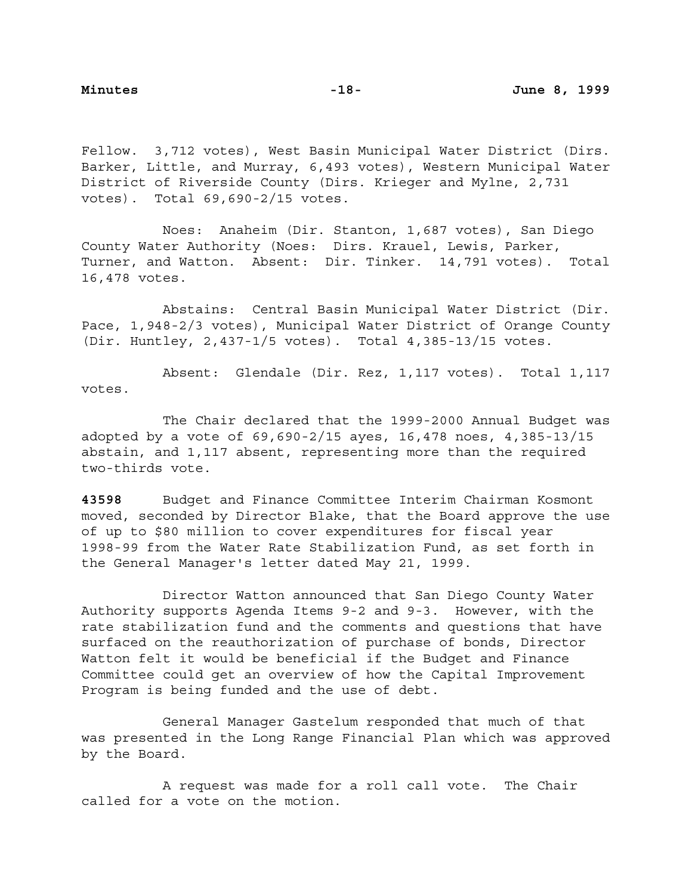Fellow. 3,712 votes), West Basin Municipal Water District (Dirs. Barker, Little, and Murray, 6,493 votes), Western Municipal Water District of Riverside County (Dirs. Krieger and Mylne, 2,731 votes). Total 69,690-2/15 votes.

Noes: Anaheim (Dir. Stanton, 1,687 votes), San Diego County Water Authority (Noes: Dirs. Krauel, Lewis, Parker, Turner, and Watton. Absent: Dir. Tinker. 14,791 votes). Total 16,478 votes.

Abstains: Central Basin Municipal Water District (Dir. Pace, 1,948-2/3 votes), Municipal Water District of Orange County (Dir. Huntley, 2,437-1/5 votes). Total 4,385-13/15 votes.

Absent: Glendale (Dir. Rez, 1,117 votes). Total 1,117 votes.

The Chair declared that the 1999-2000 Annual Budget was adopted by a vote of 69,690-2/15 ayes, 16,478 noes, 4,385-13/15 abstain, and 1,117 absent, representing more than the required two-thirds vote.

**43598** Budget and Finance Committee Interim Chairman Kosmont moved, seconded by Director Blake, that the Board approve the use of up to $80 million to cover expenditures for fiscal year 1998-99 from the Water Rate Stabilization Fund, as set forth in the General Manager's letter dated May 21, 1999.

Director Watton announced that San Diego County Water Authority supports Agenda Items 9-2 and 9-3. However, with the rate stabilization fund and the comments and questions that have surfaced on the reauthorization of purchase of bonds, Director Watton felt it would be beneficial if the Budget and Finance Committee could get an overview of how the Capital Improvement Program is being funded and the use of debt.

General Manager Gastelum responded that much of that was presented in the Long Range Financial Plan which was approved by the Board.

A request was made for a roll call vote. The Chair called for a vote on the motion.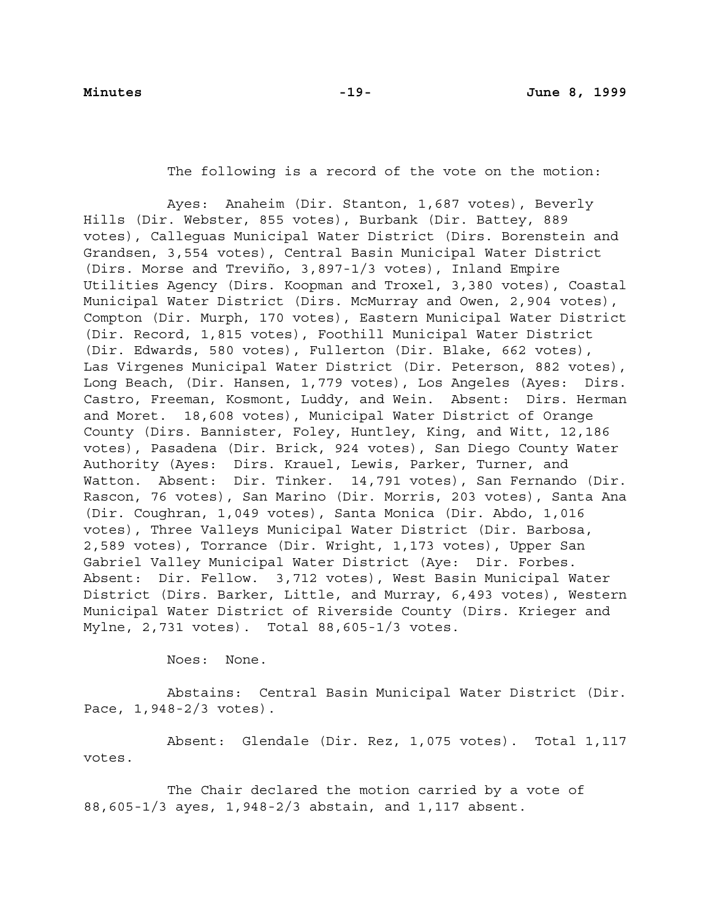The following is a record of the vote on the motion:

Ayes: Anaheim (Dir. Stanton, 1,687 votes), Beverly Hills (Dir. Webster, 855 votes), Burbank (Dir. Battey, 889 votes), Calleguas Municipal Water District (Dirs. Borenstein and Grandsen, 3,554 votes), Central Basin Municipal Water District (Dirs. Morse and Treviño, 3,897-1/3 votes), Inland Empire Utilities Agency (Dirs. Koopman and Troxel, 3,380 votes), Coastal Municipal Water District (Dirs. McMurray and Owen, 2,904 votes), Compton (Dir. Murph, 170 votes), Eastern Municipal Water District (Dir. Record, 1,815 votes), Foothill Municipal Water District (Dir. Edwards, 580 votes), Fullerton (Dir. Blake, 662 votes), Las Virgenes Municipal Water District (Dir. Peterson, 882 votes), Long Beach, (Dir. Hansen, 1,779 votes), Los Angeles (Ayes: Dirs. Castro, Freeman, Kosmont, Luddy, and Wein. Absent: Dirs. Herman and Moret. 18,608 votes), Municipal Water District of Orange County (Dirs. Bannister, Foley, Huntley, King, and Witt, 12,186 votes), Pasadena (Dir. Brick, 924 votes), San Diego County Water Authority (Ayes: Dirs. Krauel, Lewis, Parker, Turner, and Watton. Absent: Dir. Tinker. 14,791 votes), San Fernando (Dir. Rascon, 76 votes), San Marino (Dir. Morris, 203 votes), Santa Ana (Dir. Coughran, 1,049 votes), Santa Monica (Dir. Abdo, 1,016 votes), Three Valleys Municipal Water District (Dir. Barbosa, 2,589 votes), Torrance (Dir. Wright, 1,173 votes), Upper San Gabriel Valley Municipal Water District (Aye: Dir. Forbes. Absent: Dir. Fellow. 3,712 votes), West Basin Municipal Water District (Dirs. Barker, Little, and Murray, 6,493 votes), Western Municipal Water District of Riverside County (Dirs. Krieger and Mylne, 2,731 votes). Total 88,605-1/3 votes.

Noes: None.

Abstains: Central Basin Municipal Water District (Dir. Pace, 1,948-2/3 votes).

Absent: Glendale (Dir. Rez, 1,075 votes). Total 1,117 votes.

The Chair declared the motion carried by a vote of 88,605-1/3 ayes, 1,948-2/3 abstain, and 1,117 absent.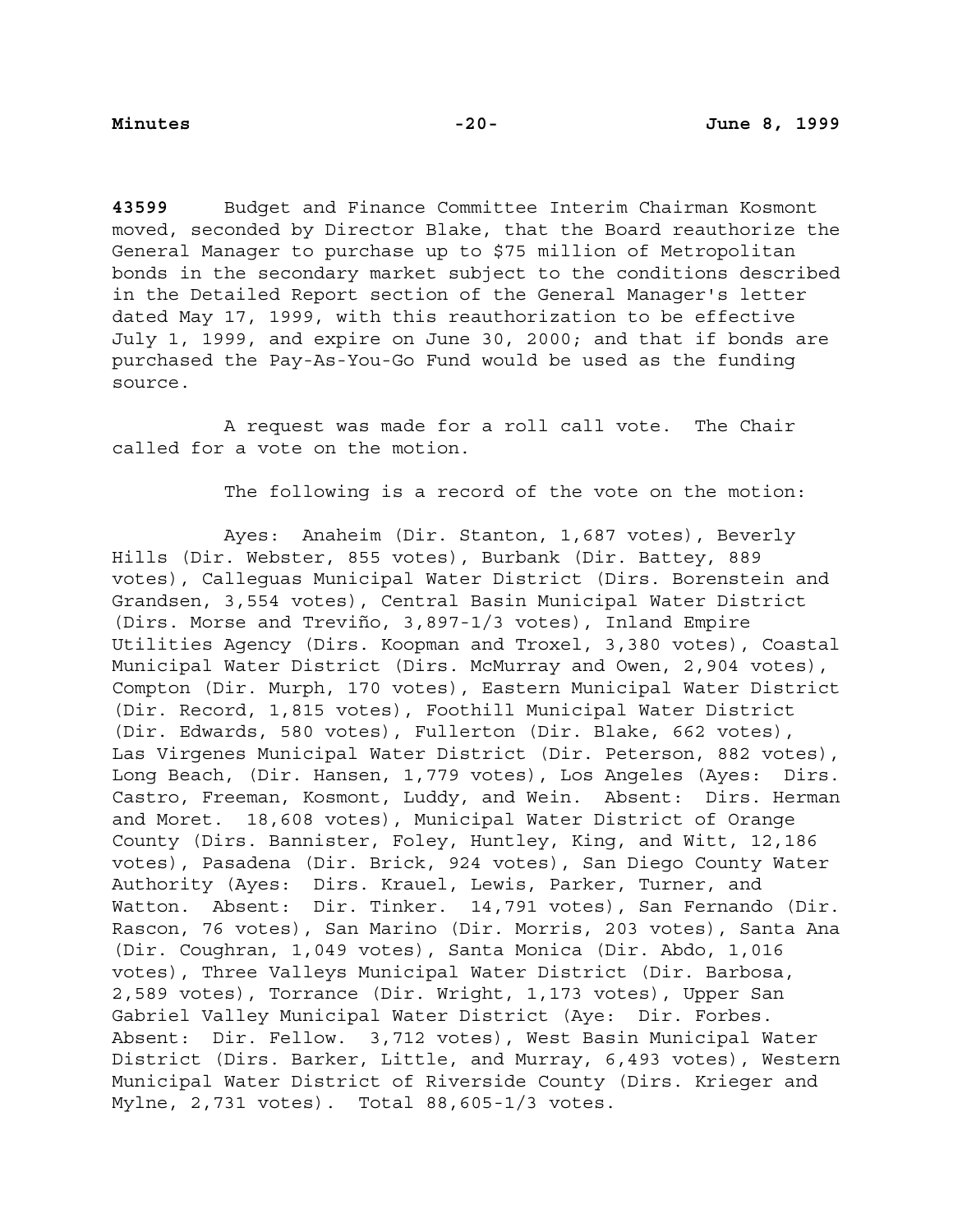**43599** Budget and Finance Committee Interim Chairman Kosmont moved, seconded by Director Blake, that the Board reauthorize the General Manager to purchase up to $75 million of Metropolitan bonds in the secondary market subject to the conditions described in the Detailed Report section of the General Manager's letter dated May 17, 1999, with this reauthorization to be effective July 1, 1999, and expire on June 30, 2000; and that if bonds are purchased the Pay-As-You-Go Fund would be used as the funding source.

A request was made for a roll call vote. The Chair called for a vote on the motion.

The following is a record of the vote on the motion:

Ayes: Anaheim (Dir. Stanton, 1,687 votes), Beverly Hills (Dir. Webster, 855 votes), Burbank (Dir. Battey, 889 votes), Calleguas Municipal Water District (Dirs. Borenstein and Grandsen, 3,554 votes), Central Basin Municipal Water District (Dirs. Morse and Treviño, 3,897-1/3 votes), Inland Empire Utilities Agency (Dirs. Koopman and Troxel, 3,380 votes), Coastal Municipal Water District (Dirs. McMurray and Owen, 2,904 votes), Compton (Dir. Murph, 170 votes), Eastern Municipal Water District (Dir. Record, 1,815 votes), Foothill Municipal Water District (Dir. Edwards, 580 votes), Fullerton (Dir. Blake, 662 votes), Las Virgenes Municipal Water District (Dir. Peterson, 882 votes), Long Beach, (Dir. Hansen, 1,779 votes), Los Angeles (Ayes: Dirs. Castro, Freeman, Kosmont, Luddy, and Wein. Absent: Dirs. Herman and Moret. 18,608 votes), Municipal Water District of Orange County (Dirs. Bannister, Foley, Huntley, King, and Witt, 12,186 votes), Pasadena (Dir. Brick, 924 votes), San Diego County Water Authority (Ayes: Dirs. Krauel, Lewis, Parker, Turner, and Watton. Absent: Dir. Tinker. 14,791 votes), San Fernando (Dir. Rascon, 76 votes), San Marino (Dir. Morris, 203 votes), Santa Ana (Dir. Coughran, 1,049 votes), Santa Monica (Dir. Abdo, 1,016 votes), Three Valleys Municipal Water District (Dir. Barbosa, 2,589 votes), Torrance (Dir. Wright, 1,173 votes), Upper San Gabriel Valley Municipal Water District (Aye: Dir. Forbes. Absent: Dir. Fellow. 3,712 votes), West Basin Municipal Water District (Dirs. Barker, Little, and Murray, 6,493 votes), Western Municipal Water District of Riverside County (Dirs. Krieger and Mylne, 2,731 votes). Total 88,605-1/3 votes.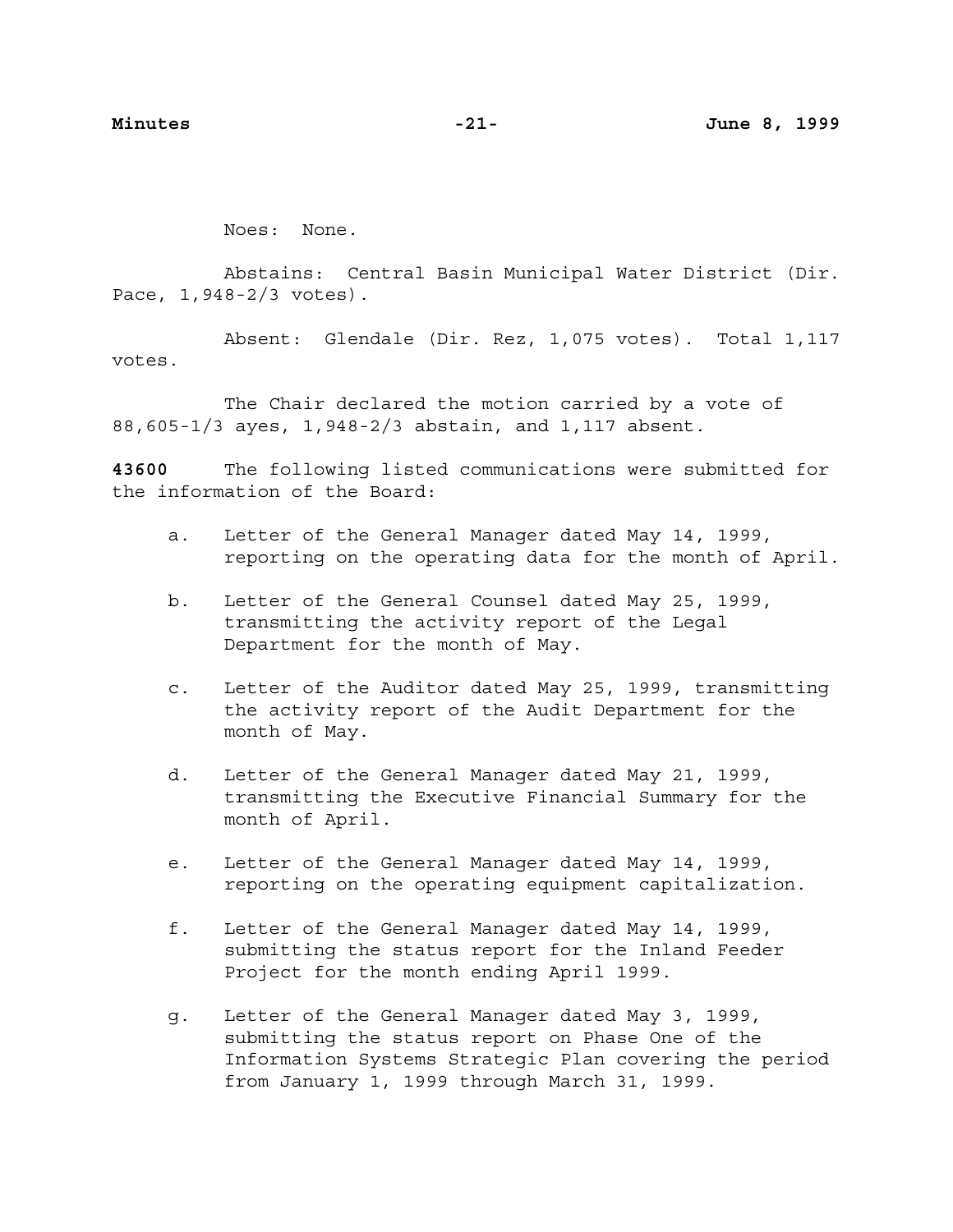Noes: None.

Abstains: Central Basin Municipal Water District (Dir. Pace, 1,948-2/3 votes).

Absent: Glendale (Dir. Rez, 1,075 votes). Total 1,117 votes.

The Chair declared the motion carried by a vote of 88,605-1/3 ayes, 1,948-2/3 abstain, and 1,117 absent.

**43600** The following listed communications were submitted for the information of the Board:

a. Letter of the General Manager dated May 14, 1999, reporting on the operating data for the month of April.

b. Letter of the General Counsel dated May 25, 1999, transmitting the activity report of the Legal Department for the month of May.

c. Letter of the Auditor dated May 25, 1999, transmitting the activity report of the Audit Department for the month of May.

d. Letter of the General Manager dated May 21, 1999, transmitting the Executive Financial Summary for the month of April.

e. Letter of the General Manager dated May 14, 1999, reporting on the operating equipment capitalization.

f. Letter of the General Manager dated May 14, 1999, submitting the status report for the Inland Feeder Project for the month ending April 1999.

g. Letter of the General Manager dated May 3, 1999, submitting the status report on Phase One of the Information Systems Strategic Plan covering the period from January 1, 1999 through March 31, 1999.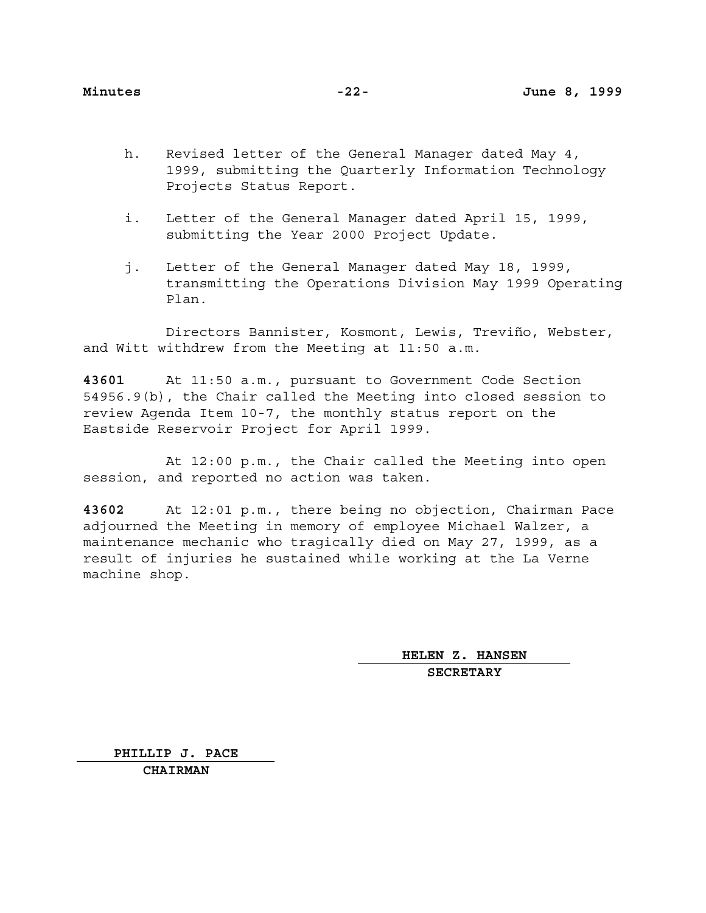h. Revised letter of the General Manager dated May 4, 1999, submitting the Quarterly Information Technology Projects Status Report.

i. Letter of the General Manager dated April 15, 1999, submitting the Year 2000 Project Update.

j. Letter of the General Manager dated May 18, 1999, transmitting the Operations Division May 1999 Operating Plan.

Directors Bannister, Kosmont, Lewis, Treviño, Webster, and Witt withdrew from the Meeting at 11:50 a.m.

**43601** At 11:50 a.m., pursuant to Government Code Section 54956.9(b), the Chair called the Meeting into closed session to review Agenda Item 10-7, the monthly status report on the Eastside Reservoir Project for April 1999.

At 12:00 p.m., the Chair called the Meeting into open session, and reported no action was taken.

**43602** At 12:01 p.m., there being no objection, Chairman Pace adjourned the Meeting in memory of employee Michael Walzer, a maintenance mechanic who tragically died on May 27, 1999, as a result of injuries he sustained while working at the La Verne machine shop.

**HELEN Z. HANSEN**
**SECRETARY**

**PHILLIP J. PACE**
**CHAIRMAN**